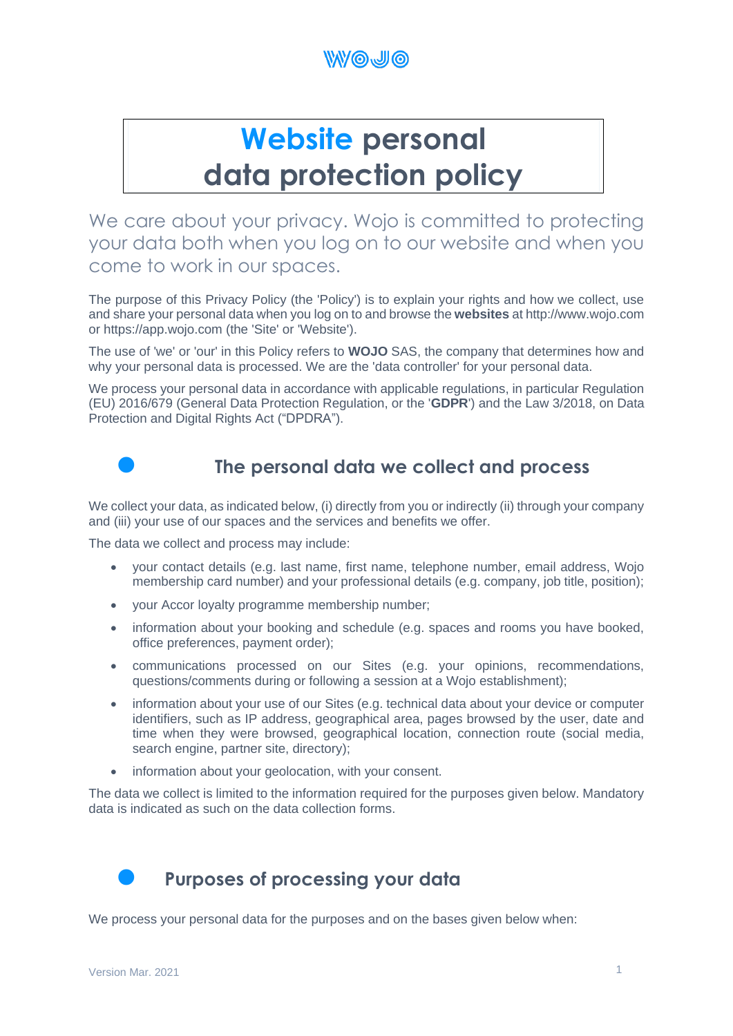WOJO

# Website personal data protection policy

We care about your privacy. Wojo is committed to protecting your data both when you log on to our website and when you come to work in our spaces.

The purpose of this Privacy Policy (the 'Policy') is to explain your rights and how we collect, use and share your personal data when you log on to and browse the **websites** at http://www.wojo.com or https://app.wojo.com (the 'Site' or 'Website').

The use of 'we' or 'our' in this Policy refers to **WOJO** SAS, the company that determines how and why your personal data is processed. We are the 'data controller' for your personal data.

We process your personal data in accordance with applicable regulations, in particular Regulation (EU) 2016/679 (General Data Protection Regulation, or the '**GDPR**') and the Law 3/2018, on Data Protection and Digital Rights Act ("DPDRA").

## The personal data we collect and process

We collect your data, as indicated below, (i) directly from you or indirectly (ii) through your company and (iii) your use of our spaces and the services and benefits we offer.

The data we collect and process may include:

- your contact details (e.g. last name, first name, telephone number, email address, Wojo membership card number) and your professional details (e.g. company, job title, position);
- your Accor loyalty programme membership number;
- information about your booking and schedule (e.g. spaces and rooms you have booked, office preferences, payment order);
- communications processed on our Sites (e.g. your opinions, recommendations, questions/comments during or following a session at a Wojo establishment);
- information about your use of our Sites (e.g. technical data about your device or computer identifiers, such as IP address, geographical area, pages browsed by the user, date and time when they were browsed, geographical location, connection route (social media, search engine, partner site, directory);
- information about your geolocation, with your consent.

The data we collect is limited to the information required for the purposes given below. Mandatory data is indicated as such on the data collection forms.

## Purposes of processing your data

We process your personal data for the purposes and on the bases given below when: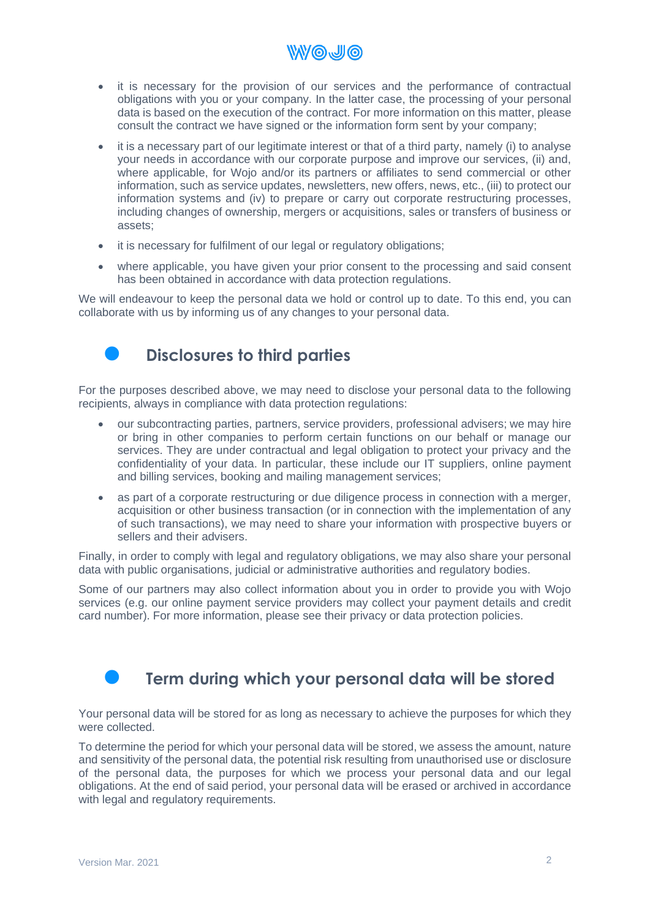- it is necessary for the provision of our services and the performance of contractual obligations with you or your company. In the latter case, the processing of your personal data is based on the execution of the contract. For more information on this matter, please consult the contract we have signed or the information form sent by your company;
- it is a necessary part of our legitimate interest or that of a third party, namely (i) to analyse your needs in accordance with our corporate purpose and improve our services, (ii) and, where applicable, for Wojo and/or its partners or affiliates to send commercial or other information, such as service updates, newsletters, new offers, news, etc., (iii) to protect our information systems and (iv) to prepare or carry out corporate restructuring processes, including changes of ownership, mergers or acquisitions, sales or transfers of business or assets;
- it is necessary for fulfilment of our legal or regulatory obligations;
- where applicable, you have given your prior consent to the processing and said consent has been obtained in accordance with data protection regulations.

We will endeavour to keep the personal data we hold or control up to date. To this end, you can collaborate with us by informing us of any changes to your personal data.

## Disclosures to third parties

For the purposes described above, we may need to disclose your personal data to the following recipients, always in compliance with data protection regulations:

- our subcontracting parties, partners, service providers, professional advisers; we may hire or bring in other companies to perform certain functions on our behalf or manage our services. They are under contractual and legal obligation to protect your privacy and the confidentiality of your data. In particular, these include our IT suppliers, online payment and billing services, booking and mailing management services;
- as part of a corporate restructuring or due diligence process in connection with a merger, acquisition or other business transaction (or in connection with the implementation of any of such transactions), we may need to share your information with prospective buyers or sellers and their advisers.

Finally, in order to comply with legal and regulatory obligations, we may also share your personal data with public organisations, judicial or administrative authorities and regulatory bodies.

Some of our partners may also collect information about you in order to provide you with Wojo services (e.g. our online payment service providers may collect your payment details and credit card number). For more information, please see their privacy or data protection policies.

## Term during which your personal data will be stored

Your personal data will be stored for as long as necessary to achieve the purposes for which they were collected.

To determine the period for which your personal data will be stored, we assess the amount, nature and sensitivity of the personal data, the potential risk resulting from unauthorised use or disclosure of the personal data, the purposes for which we process your personal data and our legal obligations. At the end of said period, your personal data will be erased or archived in accordance with legal and regulatory requirements.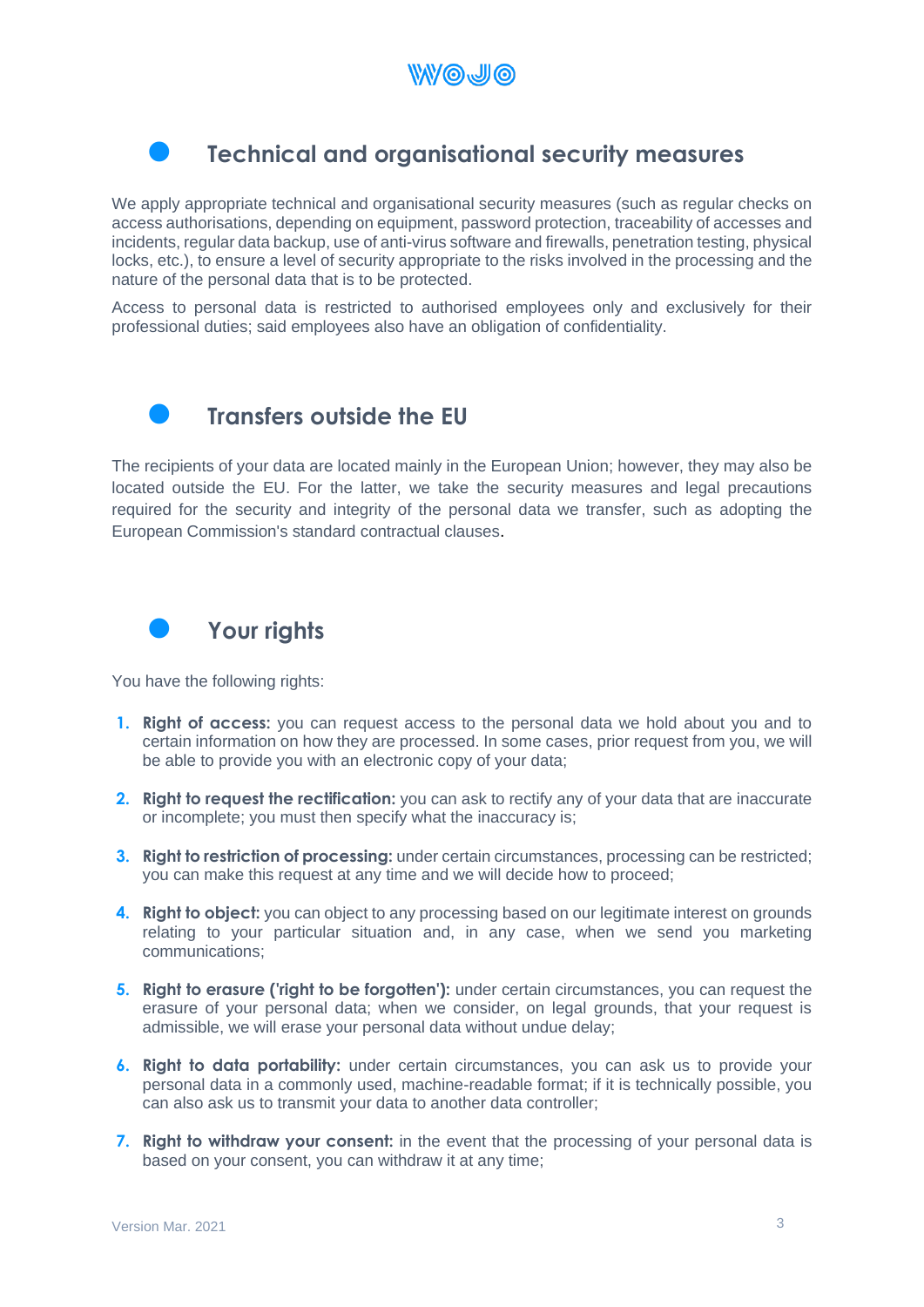## Technical and organisational security measures

We apply appropriate technical and organisational security measures (such as regular checks on access authorisations, depending on equipment, password protection, traceability of accesses and incidents, regular data backup, use of anti-virus software and firewalls, penetration testing, physical locks, etc.), to ensure a level of security appropriate to the risks involved in the processing and the nature of the personal data that is to be protected.

Access to personal data is restricted to authorised employees only and exclusively for their professional duties; said employees also have an obligation of confidentiality.

## Transfers outside the EU

The recipients of your data are located mainly in the European Union; however, they may also be located outside the EU. For the latter, we take the security measures and legal precautions required for the security and integrity of the personal data we transfer, such as adopting the European Commission's standard contractual clauses.

## Your rights

You have the following rights:

1. **Right of access:** you can request access to the personal data we hold about you and to certain information on how they are processed. In some cases, prior request from you, we will be able to provide you with an electronic copy of your data;
2. **Right to request the rectification:** you can ask to rectify any of your data that are inaccurate or incomplete; you must then specify what the inaccuracy is;
3. **Right to restriction of processing:** under certain circumstances, processing can be restricted; you can make this request at any time and we will decide how to proceed;
4. **Right to object:** you can object to any processing based on our legitimate interest on grounds relating to your particular situation and, in any case, when we send you marketing communications;
5. **Right to erasure ('right to be forgotten'):** under certain circumstances, you can request the erasure of your personal data; when we consider, on legal grounds, that your request is admissible, we will erase your personal data without undue delay;
6. **Right to data portability:** under certain circumstances, you can ask us to provide your personal data in a commonly used, machine-readable format; if it is technically possible, you can also ask us to transmit your data to another data controller;
7. **Right to withdraw your consent:** in the event that the processing of your personal data is based on your consent, you can withdraw it at any time;

Version Mar. 2021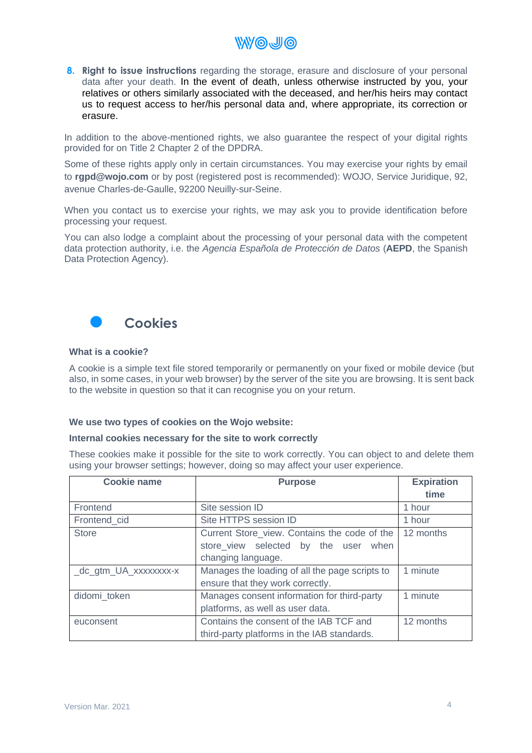8. **Right to issue instructions** regarding the storage, erasure and disclosure of your personal data after your death. In the event of death, unless otherwise instructed by you, your relatives or others similarly associated with the deceased, and her/his heirs may contact us to request access to her/his personal data and, where appropriate, its correction or erasure.

In addition to the above-mentioned rights, we also guarantee the respect of your digital rights provided for on Title 2 Chapter 2 of the DPDRA.

Some of these rights apply only in certain circumstances. You may exercise your rights by email to **rgpd@wojo.com** or by post (registered post is recommended): WOJO, Service Juridique, 92, avenue Charles-de-Gaulle, 92200 Neuilly-sur-Seine.

When you contact us to exercise your rights, we may ask you to provide identification before processing your request.

You can also lodge a complaint about the processing of your personal data with the competent data protection authority, i.e. the *Agencia Española de Protección de Datos* (**AEPD**, the Spanish Data Protection Agency).

## Cookies

### What is a cookie?

A cookie is a simple text file stored temporarily or permanently on your fixed or mobile device (but also, in some cases, in your web browser) by the server of the site you are browsing. It is sent back to the website in question so that it can recognise you on your return.

**We use two types of cookies on the Wojo website:**

**Internal cookies necessary for the site to work correctly**

These cookies make it possible for the site to work correctly. You can object to and delete them using your browser settings; however, doing so may affect your user experience.

| Cookie name | Purpose | Expiration time |
|---|---|---|
| Frontend | Site session ID | 1 hour |
| Frontend_cid | Site HTTPS session ID | 1 hour |
| Store | Current Store_view. Contains the code of the store_view selected by the user when changing language. | 12 months |
| _dc_gtm_UA_xxxxxxxx-x | Manages the loading of all the page scripts to ensure that they work correctly. | 1 minute |
| didomi_token | Manages consent information for third-party platforms, as well as user data. | 1 minute |
| euconsent | Contains the consent of the IAB TCF and third-party platforms in the IAB standards. | 12 months |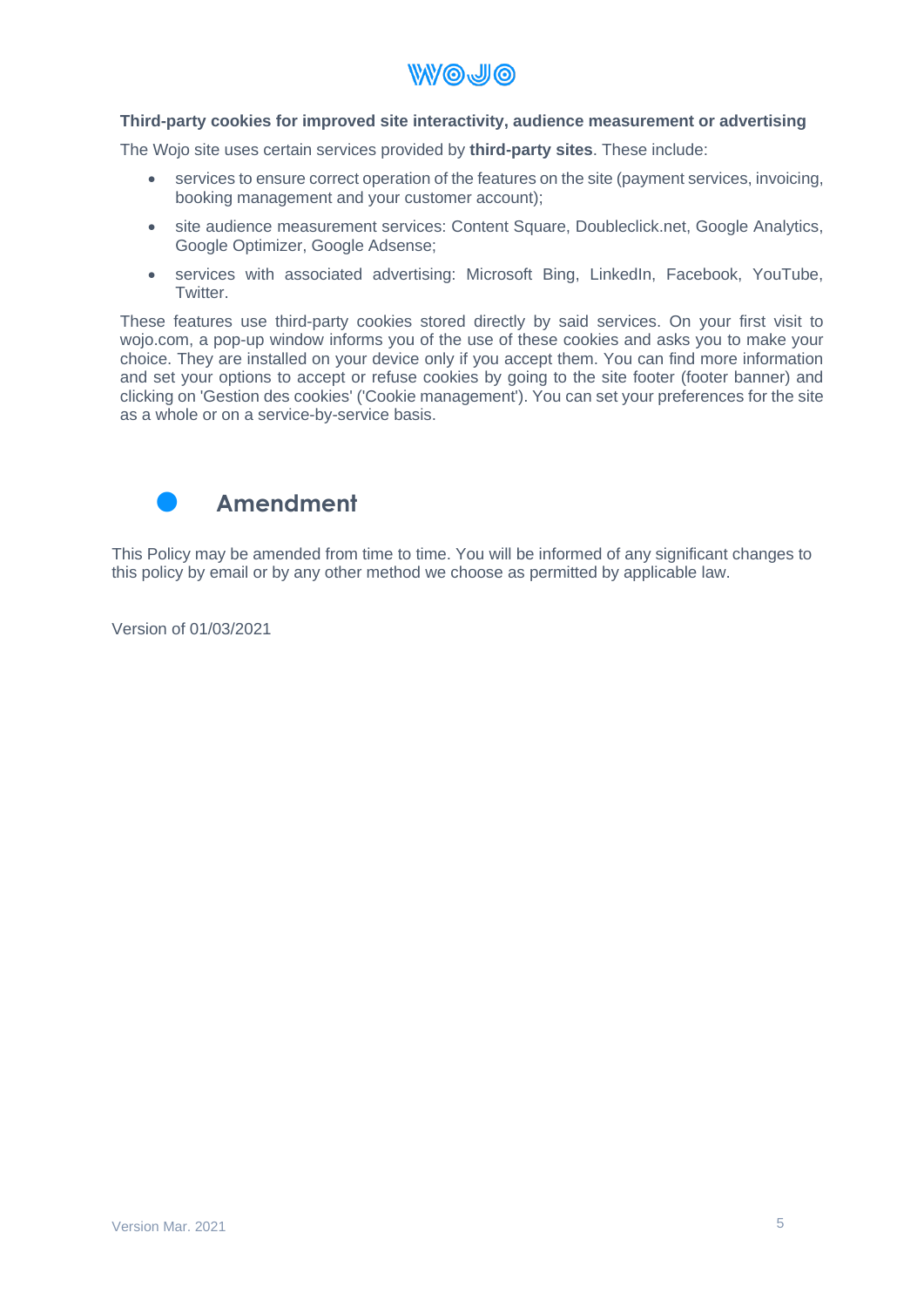**Third-party cookies for improved site interactivity, audience measurement or advertising**

The Wojo site uses certain services provided by **third-party sites**. These include:

- services to ensure correct operation of the features on the site (payment services, invoicing, booking management and your customer account);
- site audience measurement services: Content Square, Doubleclick.net, Google Analytics, Google Optimizer, Google Adsense;
- services with associated advertising: Microsoft Bing, LinkedIn, Facebook, YouTube, Twitter.

These features use third-party cookies stored directly by said services. On your first visit to wojo.com, a pop-up window informs you of the use of these cookies and asks you to make your choice. They are installed on your device only if you accept them. You can find more information and set your options to accept or refuse cookies by going to the site footer (footer banner) and clicking on 'Gestion des cookies' ('Cookie management'). You can set your preferences for the site as a whole or on a service-by-service basis.

## Amendment

This Policy may be amended from time to time. You will be informed of any significant changes to this policy by email or by any other method we choose as permitted by applicable law.

Version of 01/03/2021